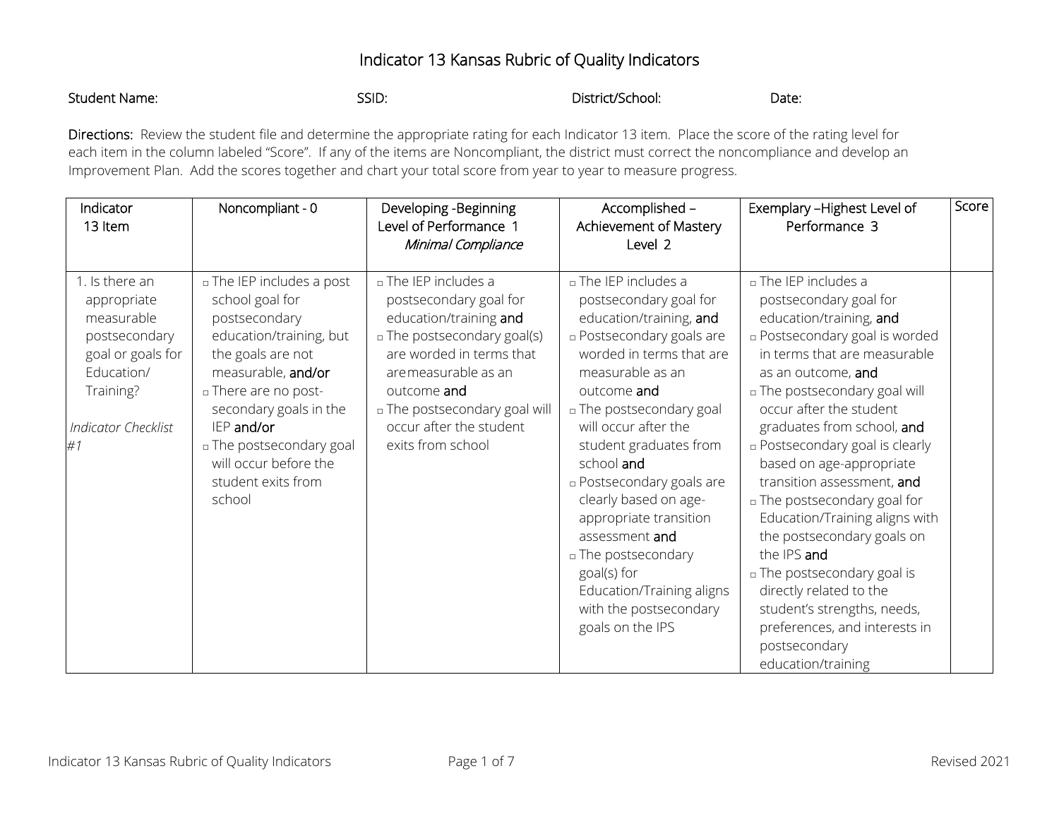# Indicator 13 Kansas Rubric of Quality Indicators

Student Name: SSID: District/School: Date:

**Directions:** Review the student file and determine the appropriate rating for each Indicator 13 item. Place the score of the rating level for each item in the column labeled "Score". If any of the items are Noncompliant, the district must correct the noncompliance and develop an Improvement Plan. Add the scores together and chart your total score from year to year to measure progress.

| Indicator 13 Item | Noncompliant - 0 | Developing -Beginning Level of Performance 1 *Minimal Compliance* | Accomplished – Achievement of Mastery Level 2 | Exemplary –Highest Level of Performance 3 | Score |
|---|---|---|---|---|---|
| 1. Is there an appropriate measurable postsecondary goal or goals for Education/ Training?<br><br>*Indicator Checklist #1* | ▫ The IEP includes a post school goal for postsecondary education/training, but the goals are not measurable, **and/or**<br>▫ There are no post-secondary goals in the IEP **and/or**<br>▫ The postsecondary goal will occur before the student exits from school | ▫ The IEP includes a postsecondary goal for education/training **and**<br>▫ The postsecondary goal(s) are worded in terms that are measurable as an outcome **and**<br>▫ The postsecondary goal will occur after the student exits from school | ▫ The IEP includes a postsecondary goal for education/training, **and**<br>▫ Postsecondary goals are worded in terms that are measurable as an outcome **and**<br>▫ The postsecondary goal will occur after the student graduates from school **and**<br>▫ Postsecondary goals are clearly based on age-appropriate transition assessment **and**<br>▫ The postsecondary goal(s) for Education/Training aligns with the postsecondary goals on the IPS | ▫ The IEP includes a postsecondary goal for education/training, **and**<br>▫ Postsecondary goal is worded in terms that are measurable as an outcome, **and**<br>▫ The postsecondary goal will occur after the student graduates from school, **and**<br>▫ Postsecondary goal is clearly based on age-appropriate transition assessment, **and**<br>▫ The postsecondary goal for Education/Training aligns with the postsecondary goals on the IPS **and**<br>▫ The postsecondary goal is directly related to the student's strengths, needs, preferences, and interests in postsecondary education/training | |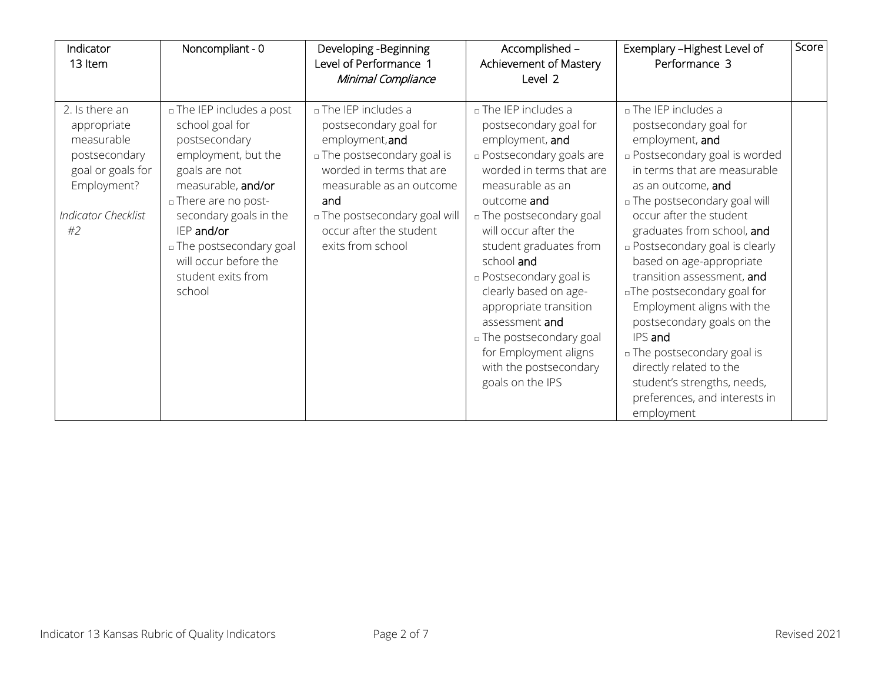| Indicator 13 Item | Noncompliant - 0 | Developing -Beginning Level of Performance 1 *Minimal Compliance* | Accomplished – Achievement of Mastery Level 2 | Exemplary –Highest Level of Performance 3 | Score |
|---|---|---|---|---|---|
| 2. Is there an appropriate measurable postsecondary goal or goals for Employment?<br><br>*Indicator Checklist #2* | ▫ The IEP includes a post school goal for postsecondary employment, but the goals are not measurable, **and/or**<br>▫ There are no post-secondary goals in the IEP **and/or**<br>▫ The postsecondary goal will occur before the student exits from school | ▫ The IEP includes a postsecondary goal for employment, **and**<br>▫ The postsecondary goal is worded in terms that are measurable as an outcome **and**<br>▫ The postsecondary goal will occur after the student exits from school | ▫ The IEP includes a postsecondary goal for employment, **and**<br>▫ Postsecondary goals are worded in terms that are measurable as an outcome **and**<br>▫ The postsecondary goal will occur after the student graduates from school **and**<br>▫ Postsecondary goal is clearly based on age-appropriate transition assessment **and**<br>▫ The postsecondary goal for Employment aligns with the postsecondary goals on the IPS | ▫ The IEP includes a postsecondary goal for employment, **and**<br>▫ Postsecondary goal is worded in terms that are measurable as an outcome, **and**<br>▫ The postsecondary goal will occur after the student graduates from school, **and**<br>▫ Postsecondary goal is clearly based on age-appropriate transition assessment, **and**<br>▫The postsecondary goal for Employment aligns with the postsecondary goals on the IPS **and**<br>▫ The postsecondary goal is directly related to the student's strengths, needs, preferences, and interests in employment | |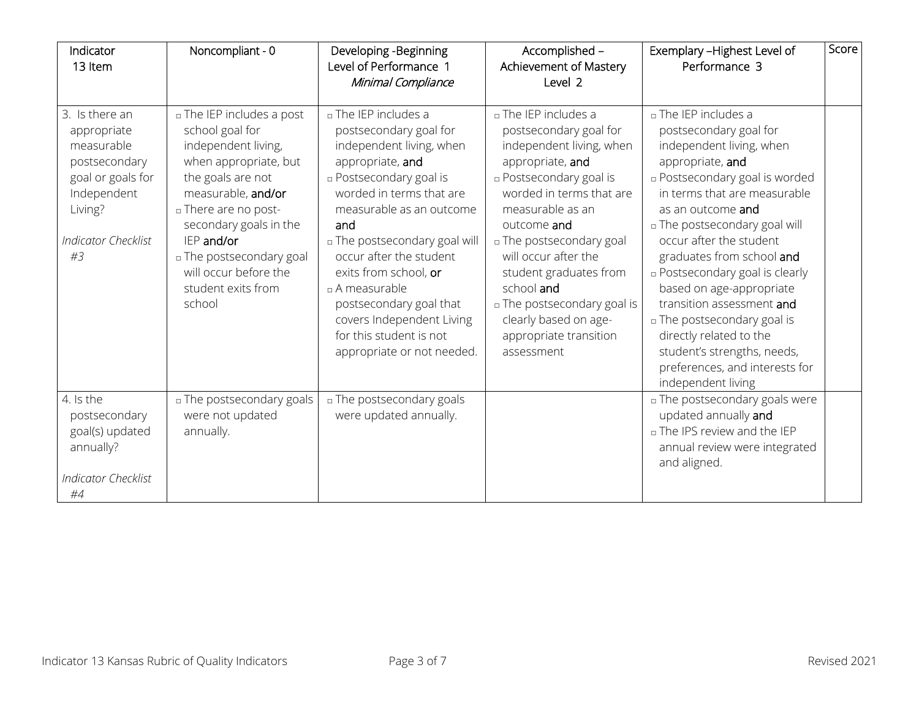| Indicator 13 Item | Noncompliant - 0 | Developing -Beginning Level of Performance 1 *Minimal Compliance* | Accomplished – Achievement of Mastery Level 2 | Exemplary –Highest Level of Performance 3 | Score |
|---|---|---|---|---|---|
| 3. Is there an appropriate measurable postsecondary goal or goals for Independent Living?<br><br>*Indicator Checklist #3* | ▫ The IEP includes a post school goal for independent living, when appropriate, but the goals are not measurable, **and/or**<br>▫ There are no post-secondary goals in the IEP **and/or**<br>▫ The postsecondary goal will occur before the student exits from school | ▫ The IEP includes a postsecondary goal for independent living, when appropriate, **and**<br>▫ Postsecondary goal is worded in terms that are measurable as an outcome **and**<br>▫ The postsecondary goal will occur after the student exits from school, **or**<br>▫ A measurable postsecondary goal that covers Independent Living for this student is not appropriate or not needed. | ▫ The IEP includes a postsecondary goal for independent living, when appropriate, **and**<br>▫ Postsecondary goal is worded in terms that are measurable as an outcome **and**<br>▫ The postsecondary goal will occur after the student graduates from school **and**<br>▫ The postsecondary goal is clearly based on age-appropriate transition assessment | ▫ The IEP includes a postsecondary goal for independent living, when appropriate, **and**<br>▫ Postsecondary goal is worded in terms that are measurable as an outcome **and**<br>▫ The postsecondary goal will occur after the student graduates from school **and**<br>▫ Postsecondary goal is clearly based on age-appropriate transition assessment **and**<br>▫ The postsecondary goal is directly related to the student's strengths, needs, preferences, and interests for independent living | |
| 4. Is the postsecondary goal(s) updated annually?<br><br>*Indicator Checklist #4* | ▫ The postsecondary goals were not updated annually. | ▫ The postsecondary goals were updated annually. | | ▫ The postsecondary goals were updated annually **and**<br>▫ The IPS review and the IEP annual review were integrated and aligned. | |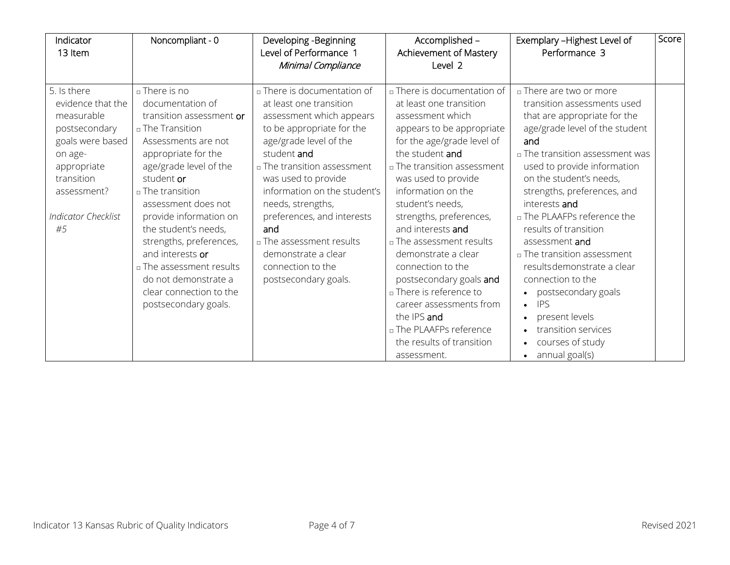| Indicator 13 Item | Noncompliant - 0 | Developing -Beginning Level of Performance 1 *Minimal Compliance* | Accomplished – Achievement of Mastery Level 2 | Exemplary –Highest Level of Performance 3 | Score |
|---|---|---|---|---|---|
| 5. Is there evidence that the measurable postsecondary goals were based on age-appropriate transition assessment?<br><br>*Indicator Checklist #5* | ▫ There is no documentation of transition assessment **or**<br>▫ The Transition Assessments are not appropriate for the age/grade level of the student **or**<br>▫ The transition assessment does not provide information on the student's needs, strengths, preferences, and interests **or**<br>▫ The assessment results do not demonstrate a clear connection to the postsecondary goals. | ▫ There is documentation of at least one transition assessment which appears to be appropriate for the age/grade level of the student **and**<br>▫ The transition assessment was used to provide information on the student's needs, strengths, preferences, and interests **and**<br>▫ The assessment results demonstrate a clear connection to the postsecondary goals. | ▫ There is documentation of at least one transition assessment which appears to be appropriate for the age/grade level of the student **and**<br>▫ The transition assessment was used to provide information on the student's needs, strengths, preferences, and interests **and**<br>▫ The assessment results demonstrate a clear connection to the postsecondary goals **and**<br>▫ There is reference to career assessments from the IPS **and**<br>▫ The PLAAFPs reference the results of transition assessment. | ▫ There are two or more transition assessments used that are appropriate for the age/grade level of the student **and**<br>▫ The transition assessment was used to provide information on the student's needs, strengths, preferences, and interests **and**<br>▫ The PLAAFPs reference the results of transition assessment **and**<br>▫ The transition assessment results demonstrate a clear connection to the<br>• postsecondary goals<br>• IPS<br>• present levels<br>• transition services<br>• courses of study<br>• annual goal(s) | |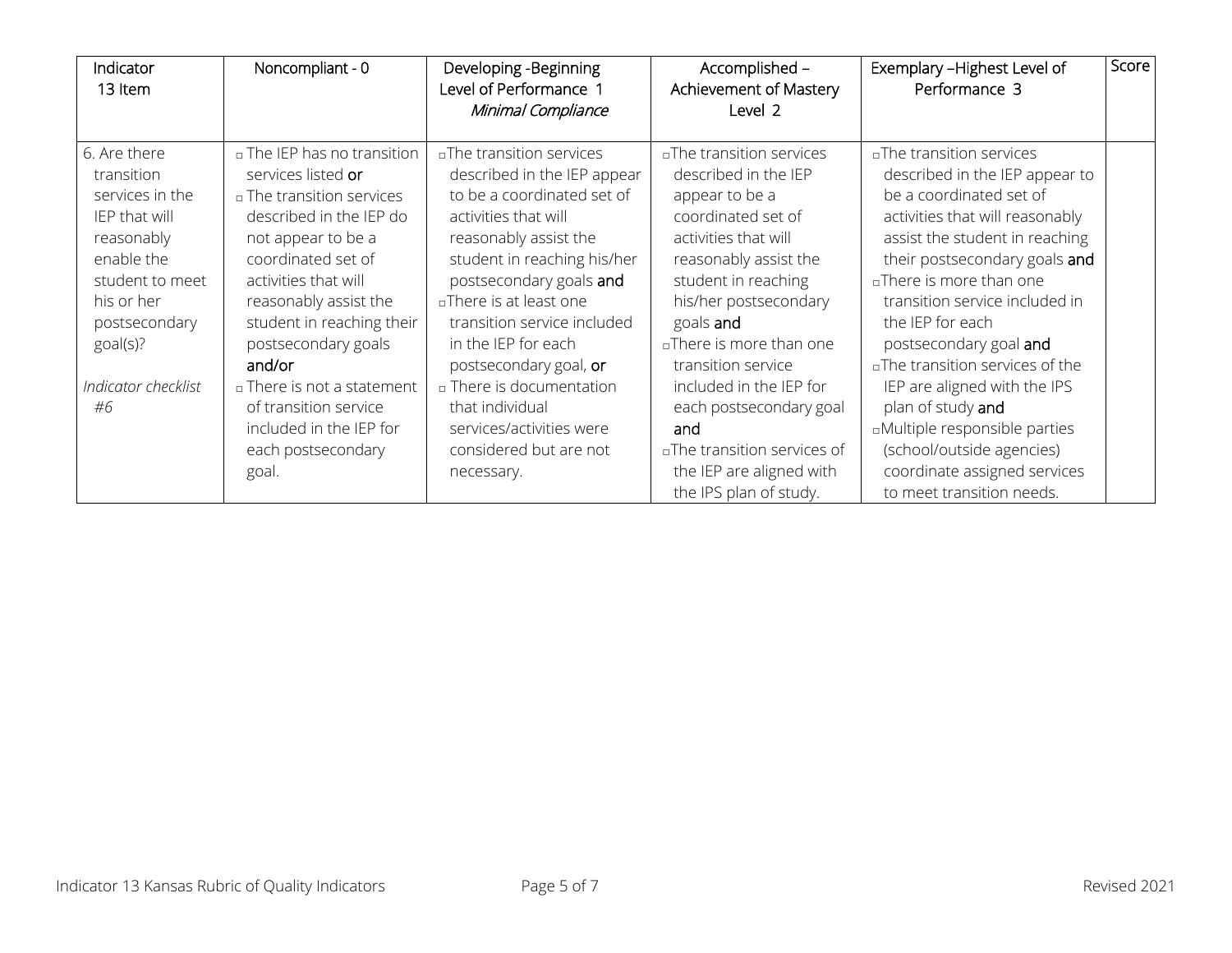| Indicator 13 Item | Noncompliant - 0 | Developing -Beginning Level of Performance 1 *Minimal Compliance* | Accomplished – Achievement of Mastery Level 2 | Exemplary –Highest Level of Performance 3 | Score |
|---|---|---|---|---|---|
| 6. Are there transition services in the IEP that will reasonably enable the student to meet his or her postsecondary goal(s)?<br><br>*Indicator checklist #6* | ▫ The IEP has no transition services listed **or**<br>▫ The transition services described in the IEP do not appear to be a coordinated set of activities that will reasonably assist the student in reaching their postsecondary goals **and/or**<br>▫ There is not a statement of transition service included in the IEP for each postsecondary goal. | ▫The transition services described in the IEP appear to be a coordinated set of activities that will reasonably assist the student in reaching his/her postsecondary goals **and**<br>▫There is at least one transition service included in the IEP for each postsecondary goal, **or**<br>▫ There is documentation that individual services/activities were considered but are not necessary. | ▫The transition services described in the IEP appear to be a coordinated set of activities that will reasonably assist the student in reaching his/her postsecondary goals **and**<br>▫There is more than one transition service included in the IEP for each postsecondary goal **and**<br>▫The transition services of the IEP are aligned with the IPS plan of study. | ▫The transition services described in the IEP appear to be a coordinated set of activities that will reasonably assist the student in reaching their postsecondary goals **and**<br>▫There is more than one transition service included in the IEP for each postsecondary goal **and**<br>▫The transition services of the IEP are aligned with the IPS plan of study **and**<br>▫Multiple responsible parties (school/outside agencies) coordinate assigned services to meet transition needs. | |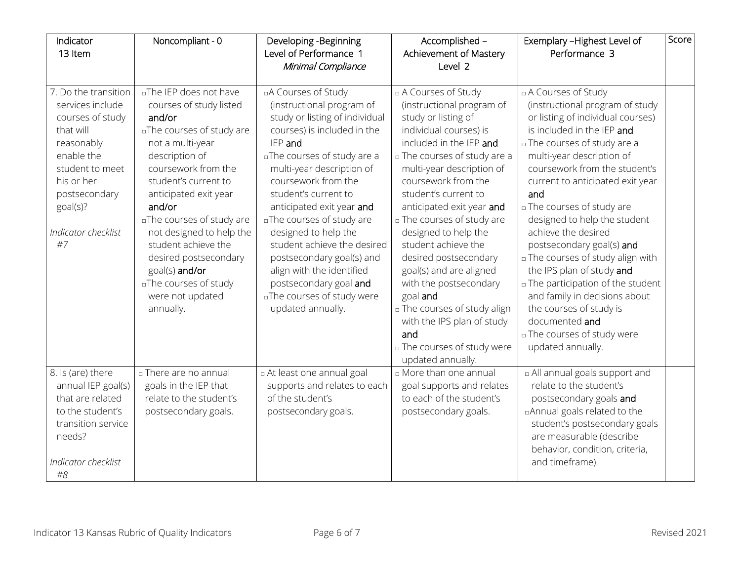| Indicator 13 Item | Noncompliant - 0 | Developing -Beginning Level of Performance 1 *Minimal Compliance* | Accomplished – Achievement of Mastery Level 2 | Exemplary –Highest Level of Performance 3 | Score |
|---|---|---|---|---|---|
| 7. Do the transition services include courses of study that will reasonably enable the student to meet his or her postsecondary goal(s)? *Indicator checklist #7* | □The IEP does not have courses of study listed **and/or** □The courses of study are not a multi-year description of coursework from the student's current to anticipated exit year **and/or** □The courses of study are not designed to help the student achieve the desired postsecondary goal(s) **and/or** □The courses of study were not updated annually. | □A Courses of Study (instructional program of study or listing of individual courses) is included in the IEP **and** □The courses of study are a multi-year description of coursework from the student's current to anticipated exit year **and** □The courses of study are designed to help the student achieve the desired postsecondary goal(s) and align with the identified postsecondary goal **and** □The courses of study were updated annually. | □ A Courses of Study (instructional program of study or listing of individual courses) is included in the IEP **and** □ The courses of study are a multi-year description of coursework from the student's current to anticipated exit year **and** □ The courses of study are designed to help the student achieve the desired postsecondary goal(s) and are aligned with the postsecondary goal **and** □ The courses of study align with the IPS plan of study **and** □ The courses of study were updated annually. | □ A Courses of Study (instructional program of study or listing of individual courses) is included in the IEP **and** □ The courses of study are a multi-year description of coursework from the student's current to anticipated exit year **and** □ The courses of study are designed to help the student achieve the desired postsecondary goal(s) **and** □ The courses of study align with the IPS plan of study **and** □ The participation of the student and family in decisions about the courses of study is documented **and** □ The courses of study were updated annually. | |
| 8. Is (are) there annual IEP goal(s) that are related to the student's transition service needs? *Indicator checklist #8* | □ There are no annual goals in the IEP that relate to the student's postsecondary goals. | □ At least one annual goal supports and relates to each of the student's postsecondary goals. | □ More than one annual goal supports and relates to each of the student's postsecondary goals. | □ All annual goals support and relate to the student's postsecondary goals **and** □Annual goals related to the student's postsecondary goals are measurable (describe behavior, condition, criteria, and timeframe). | |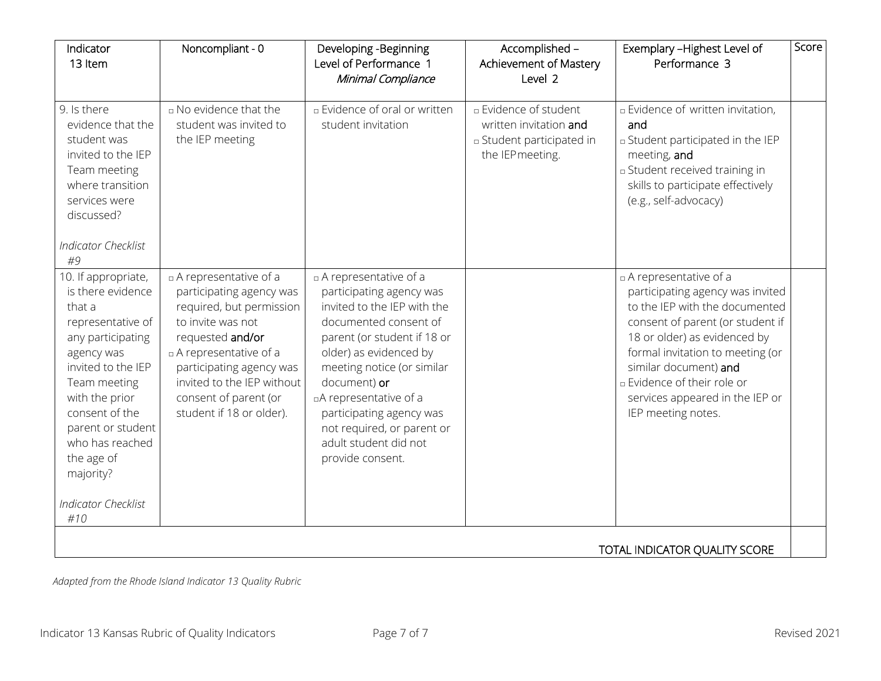| Indicator 13 Item | Noncompliant - 0 | Developing -Beginning Level of Performance 1 *Minimal Compliance* | Accomplished – Achievement of Mastery Level 2 | Exemplary –Highest Level of Performance 3 | Score |
|---|---|---|---|---|---|
| 9. Is there evidence that the student was invited to the IEP Team meeting where transition services were discussed?<br><br>*Indicator Checklist #9* | ▫ No evidence that the student was invited to the IEP meeting | ▫ Evidence of oral or written student invitation | ▫ Evidence of student written invitation **and**<br>▫ Student participated in the IEP meeting. | ▫ Evidence of written invitation, **and**<br>▫ Student participated in the IEP meeting, **and**<br>▫ Student received training in skills to participate effectively (e.g., self-advocacy) | |
| 10. If appropriate, is there evidence that a representative of any participating agency was invited to the IEP Team meeting with the prior consent of the parent or student who has reached the age of majority?<br><br>*Indicator Checklist #10* | ▫ A representative of a participating agency was required, but permission to invite was not requested **and/or**<br>▫ A representative of a participating agency was invited to the IEP without consent of parent (or student if 18 or older). | ▫ A representative of a participating agency was invited to the IEP with the documented consent of parent (or student if 18 or older) as evidenced by meeting notice (or similar document) **or**<br>▫ A representative of a participating agency was not required, or parent or adult student did not provide consent. | | ▫ A representative of a participating agency was invited to the IEP with the documented consent of parent (or student if 18 or older) as evidenced by formal invitation to meeting (or similar document) **and**<br>▫ Evidence of their role or services appeared in the IEP or IEP meeting notes. | |
| | | | | TOTAL INDICATOR QUALITY SCORE | |

*Adapted from the Rhode Island Indicator 13 Quality Rubric*